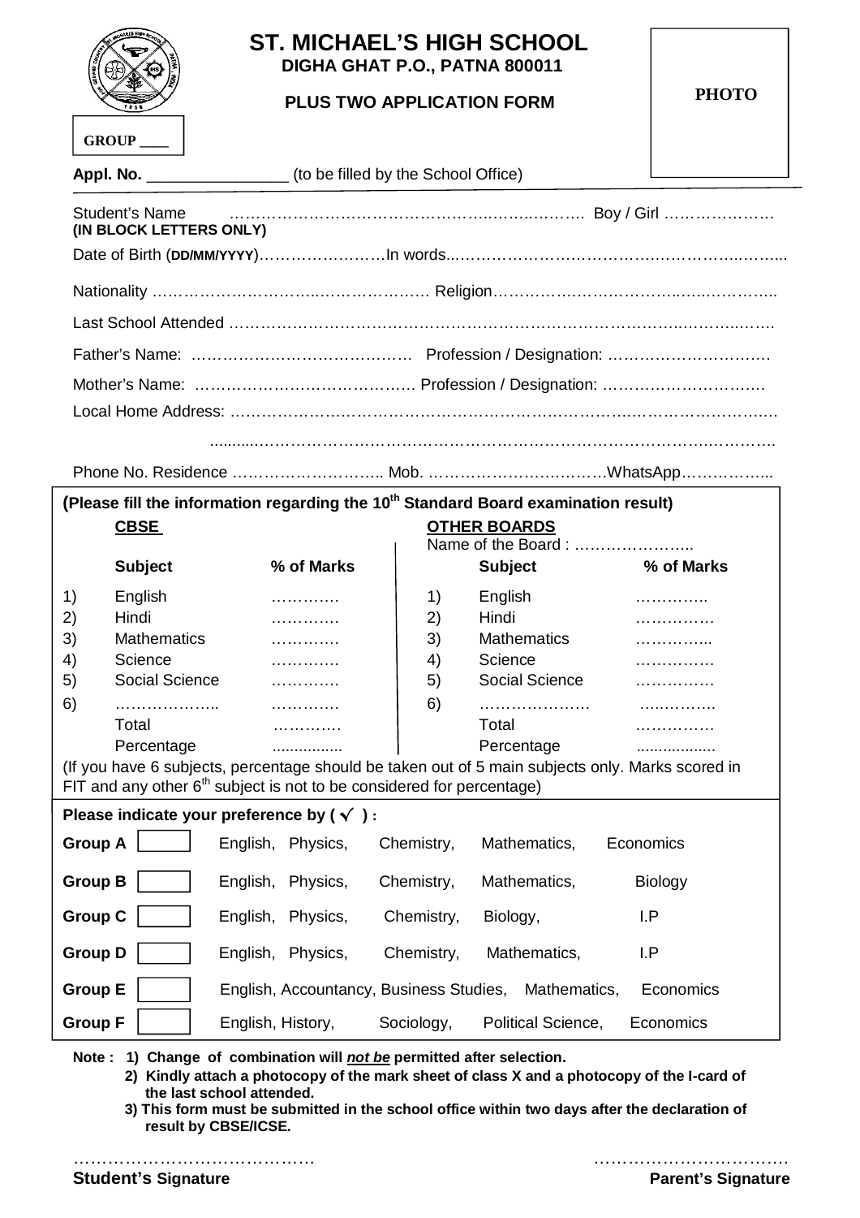# ST. MICHAEL'S HIGH SCHOOL

**DIGHA GHAT P.O., PATNA 800011**

**PLUS TWO APPLICATION FORM**

**PHOTO**

**GROUP \_\_\_\_**

**Appl. No.** \_\_\_\_\_\_\_\_\_\_\_\_\_\_\_\_ (to be filled by the School Office)

Student's Name ……………………………………………………………… Boy / Girl ………………….
**(IN BLOCK LETTERS ONLY)**

Date of Birth (**DD/MM/YYYY**)……………………In words..………………………………………………………...

Nationality …………………………………………… Religion……………………………………………..

Last School Attended ……………………………………………………………………………………….

Father's Name: …………………………………… Profession / Designation: ………………………….

Mother's Name: ………………………………….. Profession / Designation: ………………………….

Local Home Address: …………………………………………………………………………………………

…………………………………………………………………………………………………

Phone No. Residence ……………………….. Mob. …………………………….WhatsApp……………...

**(Please fill the information regarding the 10th Standard Board examination result)**

| | **CBSE** | | | **OTHER BOARDS** (Name of the Board : …………………..) | |
|---|---|---|---|---|---|
| | **Subject** | **% of Marks** | | **Subject** | **% of Marks** |
| 1) | English | …………. | 1) | English | ………….. |
| 2) | Hindi | …………. | 2) | Hindi | …………… |
| 3) | Mathematics | …………. | 3) | Mathematics | …………... |
| 4) | Science | …………. | 4) | Science | …………… |
| 5) | Social Science | …………. | 5) | Social Science | …………… |
| 6) | ……………….. | …………. | 6) | ………………… | …………… |
| | Total | …………. | | Total | …………… |
| | Percentage | ................ | | Percentage | ................. |

(If you have 6 subjects, percentage should be taken out of 5 main subjects only. Marks scored in FIT and any other 6th subject is not to be considered for percentage)

**Please indicate your preference by ( √ ) :**

| Group | ( √ ) | Subjects |
|---|---|---|
| **Group A** | ☐ | English, Physics, Chemistry, Mathematics, Economics |
| **Group B** | ☐ | English, Physics, Chemistry, Mathematics, Biology |
| **Group C** | ☐ | English, Physics, Chemistry, Biology, I.P |
| **Group D** | ☐ | English, Physics, Chemistry, Mathematics, I.P |
| **Group E** | ☐ | English, Accountancy, Business Studies, Mathematics, Economics |
| **Group F** | ☐ | English, History, Sociology, Political Science, Economics |

**Note :**

1. **Change of combination will *not be* permitted after selection.**
2. **Kindly attach a photocopy of the mark sheet of class X and a photocopy of the I-card of the last school attended.**
3. **This form must be submitted in the school office within two days after the declaration of result by CBSE/ICSE.**

…………………………………… ……………………………

**Student's Signature** **Parent's Signature**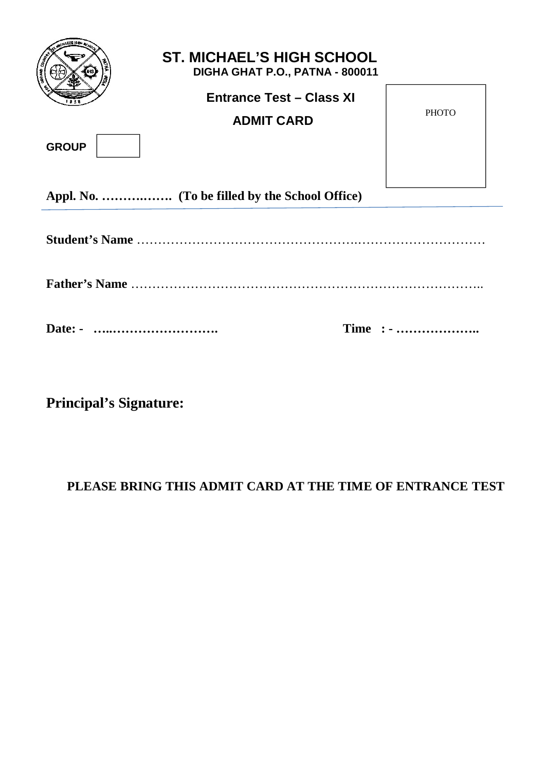# ST. MICHAEL'S HIGH SCHOOL

**DIGHA GHAT P.O., PATNA - 800011**

**Entrance Test – Class XI**

**ADMIT CARD**

PHOTO

**GROUP**

**Appl. No. ……….……. (To be filled by the School Office)**

---

**Student's Name** ………………………………………….………………………

**Father's Name** ……………………………………………………………………..

**Date: - …..…………………….** **Time : - ………………..**

**Principal's Signature:**

**PLEASE BRING THIS ADMIT CARD AT THE TIME OF ENTRANCE TEST**